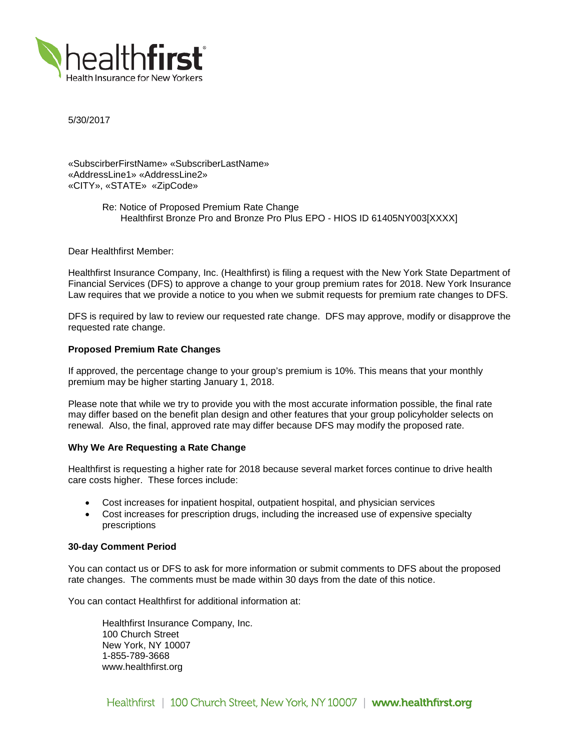healthfirst
Health Insurance for New Yorkers

5/30/2017

«SubscirberFirstName» «SubscriberLastName»
«AddressLine1» «AddressLine2»
«CITY», «STATE» «ZipCode»

Re: Notice of Proposed Premium Rate Change
Healthfirst Bronze Pro and Bronze Pro Plus EPO - HIOS ID 61405NY003[XXXX]

Dear Healthfirst Member:

Healthfirst Insurance Company, Inc. (Healthfirst) is filing a request with the New York State Department of Financial Services (DFS) to approve a change to your group premium rates for 2018. New York Insurance Law requires that we provide a notice to you when we submit requests for premium rate changes to DFS.

DFS is required by law to review our requested rate change. DFS may approve, modify or disapprove the requested rate change.

**Proposed Premium Rate Changes**

If approved, the percentage change to your group's premium is 10%. This means that your monthly premium may be higher starting January 1, 2018.

Please note that while we try to provide you with the most accurate information possible, the final rate may differ based on the benefit plan design and other features that your group policyholder selects on renewal. Also, the final, approved rate may differ because DFS may modify the proposed rate.

**Why We Are Requesting a Rate Change**

Healthfirst is requesting a higher rate for 2018 because several market forces continue to drive health care costs higher. These forces include:

- Cost increases for inpatient hospital, outpatient hospital, and physician services
- Cost increases for prescription drugs, including the increased use of expensive specialty prescriptions

**30-day Comment Period**

You can contact us or DFS to ask for more information or submit comments to DFS about the proposed rate changes. The comments must be made within 30 days from the date of this notice.

You can contact Healthfirst for additional information at:

Healthfirst Insurance Company, Inc.
100 Church Street
New York, NY 10007
1-855-789-3668
www.healthfirst.org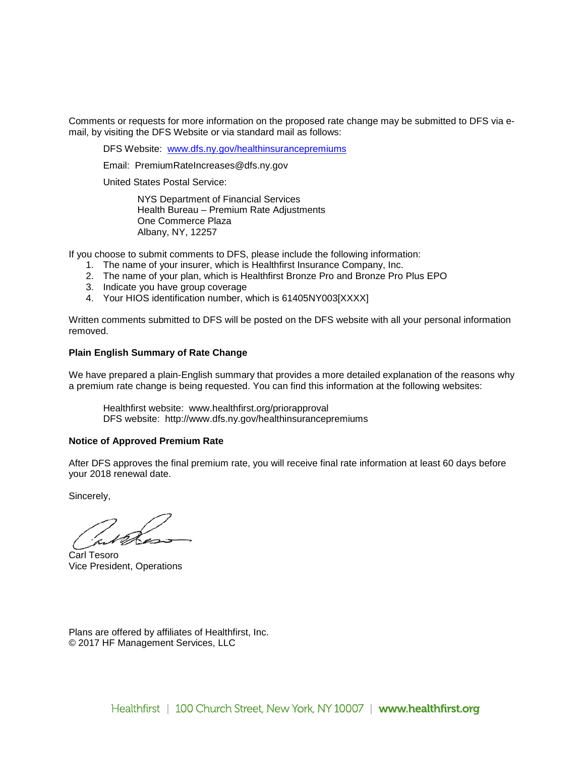Comments or requests for more information on the proposed rate change may be submitted to DFS via e-mail, by visiting the DFS Website or via standard mail as follows:

DFS Website: www.dfs.ny.gov/healthinsurancepremiums

Email: PremiumRateIncreases@dfs.ny.gov

United States Postal Service:

NYS Department of Financial Services
Health Bureau – Premium Rate Adjustments
One Commerce Plaza
Albany, NY, 12257

If you choose to submit comments to DFS, please include the following information:

1. The name of your insurer, which is Healthfirst Insurance Company, Inc.
2. The name of your plan, which is Healthfirst Bronze Pro and Bronze Pro Plus EPO
3. Indicate you have group coverage
4. Your HIOS identification number, which is 61405NY003[XXXX]

Written comments submitted to DFS will be posted on the DFS website with all your personal information removed.

**Plain English Summary of Rate Change**

We have prepared a plain-English summary that provides a more detailed explanation of the reasons why a premium rate change is being requested. You can find this information at the following websites:

Healthfirst website: www.healthfirst.org/priorapproval
DFS website: http://www.dfs.ny.gov/healthinsurancepremiums

**Notice of Approved Premium Rate**

After DFS approves the final premium rate, you will receive final rate information at least 60 days before your 2018 renewal date.

Sincerely,

Carl Tesoro
Vice President, Operations

Plans are offered by affiliates of Healthfirst, Inc.
© 2017 HF Management Services, LLC

Healthfirst | 100 Church Street, New York, NY 10007 | www.healthfirst.org